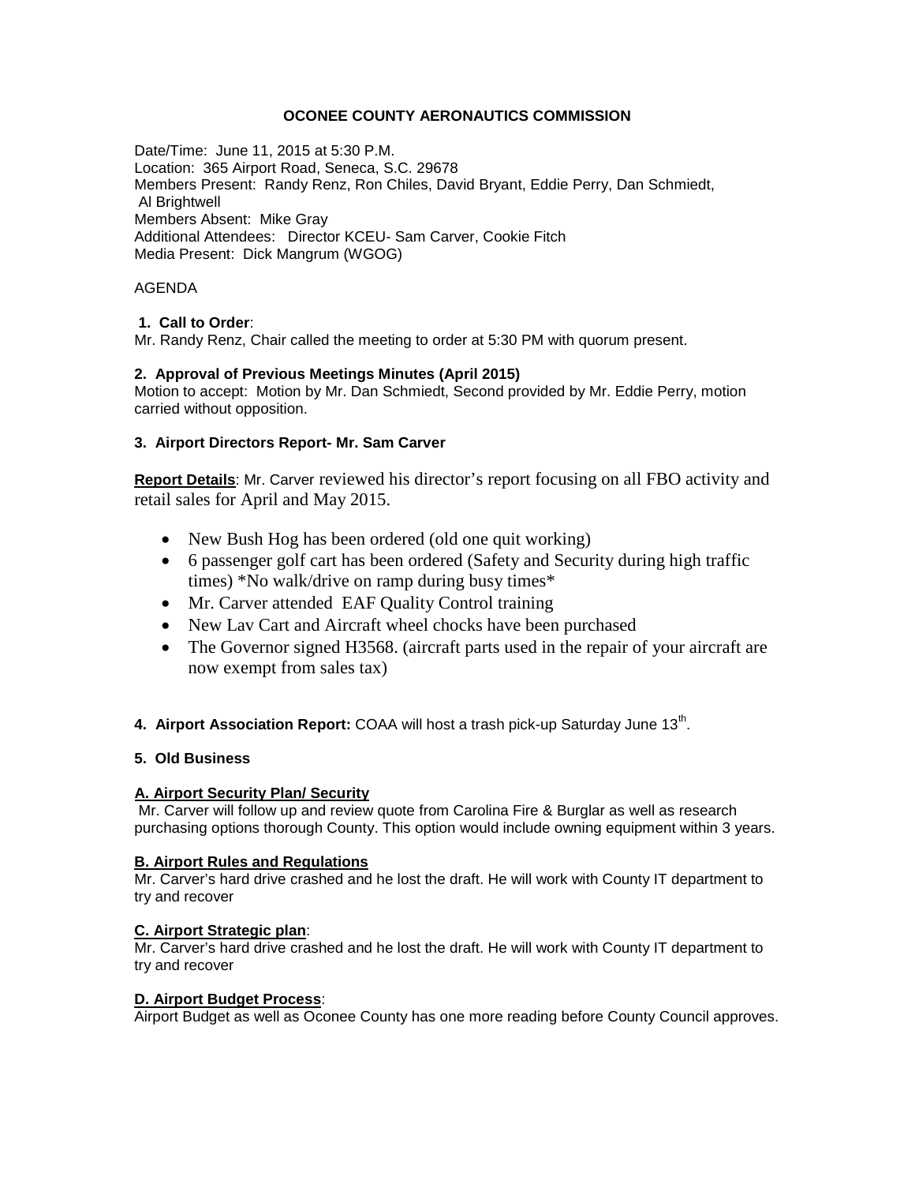# OCONEE COUNTY AERONAUTICS COMMISSION

Date/Time: June 11, 2015 at 5:30 P.M.
Location: 365 Airport Road, Seneca, S.C. 29678
Members Present: Randy Renz, Ron Chiles, David Bryant, Eddie Perry, Dan Schmiedt, Al Brightwell
Members Absent: Mike Gray
Additional Attendees: Director KCEU- Sam Carver, Cookie Fitch
Media Present: Dick Mangrum (WGOG)

AGENDA

**1. Call to Order**:
Mr. Randy Renz, Chair called the meeting to order at 5:30 PM with quorum present.

**2. Approval of Previous Meetings Minutes (April 2015)**
Motion to accept: Motion by Mr. Dan Schmiedt, Second provided by Mr. Eddie Perry, motion carried without opposition.

**3. Airport Directors Report- Mr. Sam Carver**

**Report Details**: Mr. Carver reviewed his director's report focusing on all FBO activity and retail sales for April and May 2015.

- New Bush Hog has been ordered (old one quit working)
- 6 passenger golf cart has been ordered (Safety and Security during high traffic times) *No walk/drive on ramp during busy times*
- Mr. Carver attended EAF Quality Control training
- New Lav Cart and Aircraft wheel chocks have been purchased
- The Governor signed H3568. (aircraft parts used in the repair of your aircraft are now exempt from sales tax)

**4. Airport Association Report:** COAA will host a trash pick-up Saturday June 13th.

**5. Old Business**

**A. Airport Security Plan/ Security**
Mr. Carver will follow up and review quote from Carolina Fire & Burglar as well as research purchasing options thorough County. This option would include owning equipment within 3 years.

**B. Airport Rules and Regulations**
Mr. Carver's hard drive crashed and he lost the draft. He will work with County IT department to try and recover

**C. Airport Strategic plan**:
Mr. Carver's hard drive crashed and he lost the draft. He will work with County IT department to try and recover

**D. Airport Budget Process**:
Airport Budget as well as Oconee County has one more reading before County Council approves.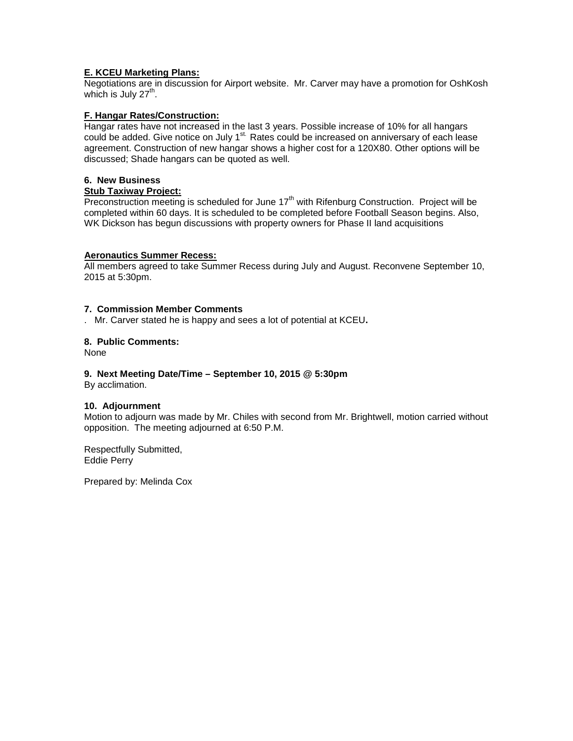**E. KCEU Marketing Plans:**

Negotiations are in discussion for Airport website. Mr. Carver may have a promotion for OshKosh which is July 27th.

**F. Hangar Rates/Construction:**

Hangar rates have not increased in the last 3 years. Possible increase of 10% for all hangars could be added. Give notice on July 1st. Rates could be increased on anniversary of each lease agreement. Construction of new hangar shows a higher cost for a 120X80. Other options will be discussed; Shade hangars can be quoted as well.

**6. New Business**

**Stub Taxiway Project:**

Preconstruction meeting is scheduled for June 17th with Rifenburg Construction. Project will be completed within 60 days. It is scheduled to be completed before Football Season begins. Also, WK Dickson has begun discussions with property owners for Phase II land acquisitions

**Aeronautics Summer Recess:**

All members agreed to take Summer Recess during July and August. Reconvene September 10, 2015 at 5:30pm.

**7. Commission Member Comments**

. Mr. Carver stated he is happy and sees a lot of potential at KCEU**.**

**8. Public Comments:**

None

**9. Next Meeting Date/Time – September 10, 2015 @ 5:30pm**

By acclimation.

**10. Adjournment**

Motion to adjourn was made by Mr. Chiles with second from Mr. Brightwell, motion carried without opposition. The meeting adjourned at 6:50 P.M.

Respectfully Submitted,
Eddie Perry

Prepared by: Melinda Cox